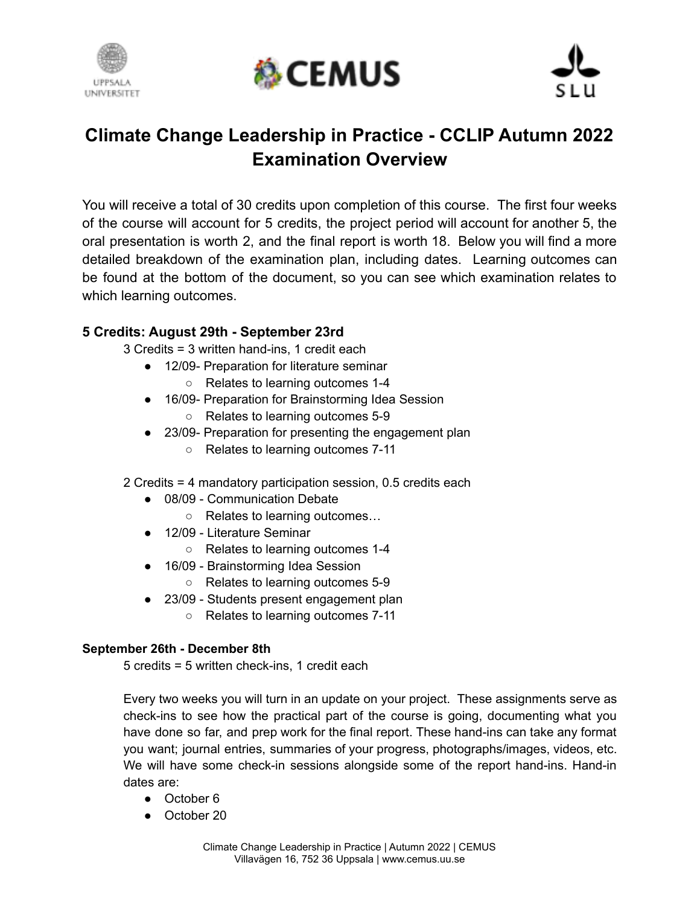# Climate Change Leadership in Practice - CCLIP Autumn 2022 Examination Overview

You will receive a total of 30 credits upon completion of this course. The first four weeks of the course will account for 5 credits, the project period will account for another 5, the oral presentation is worth 2, and the final report is worth 18. Below you will find a more detailed breakdown of the examination plan, including dates. Learning outcomes can be found at the bottom of the document, so you can see which examination relates to which learning outcomes.

### 5 Credits: August 29th - September 23rd

3 Credits = 3 written hand-ins, 1 credit each

- 12/09- Preparation for literature seminar
  - Relates to learning outcomes 1-4
- 16/09- Preparation for Brainstorming Idea Session
  - Relates to learning outcomes 5-9
- 23/09- Preparation for presenting the engagement plan
  - Relates to learning outcomes 7-11

2 Credits = 4 mandatory participation session, 0.5 credits each

- 08/09 - Communication Debate
  - Relates to learning outcomes…
- 12/09 - Literature Seminar
  - Relates to learning outcomes 1-4
- 16/09 - Brainstorming Idea Session
  - Relates to learning outcomes 5-9
- 23/09 - Students present engagement plan
  - Relates to learning outcomes 7-11

#### September 26th - December 8th

5 credits = 5 written check-ins, 1 credit each

Every two weeks you will turn in an update on your project. These assignments serve as check-ins to see how the practical part of the course is going, documenting what you have done so far, and prep work for the final report. These hand-ins can take any format you want; journal entries, summaries of your progress, photographs/images, videos, etc. We will have some check-in sessions alongside some of the report hand-ins. Hand-in dates are:

- October 6
- October 20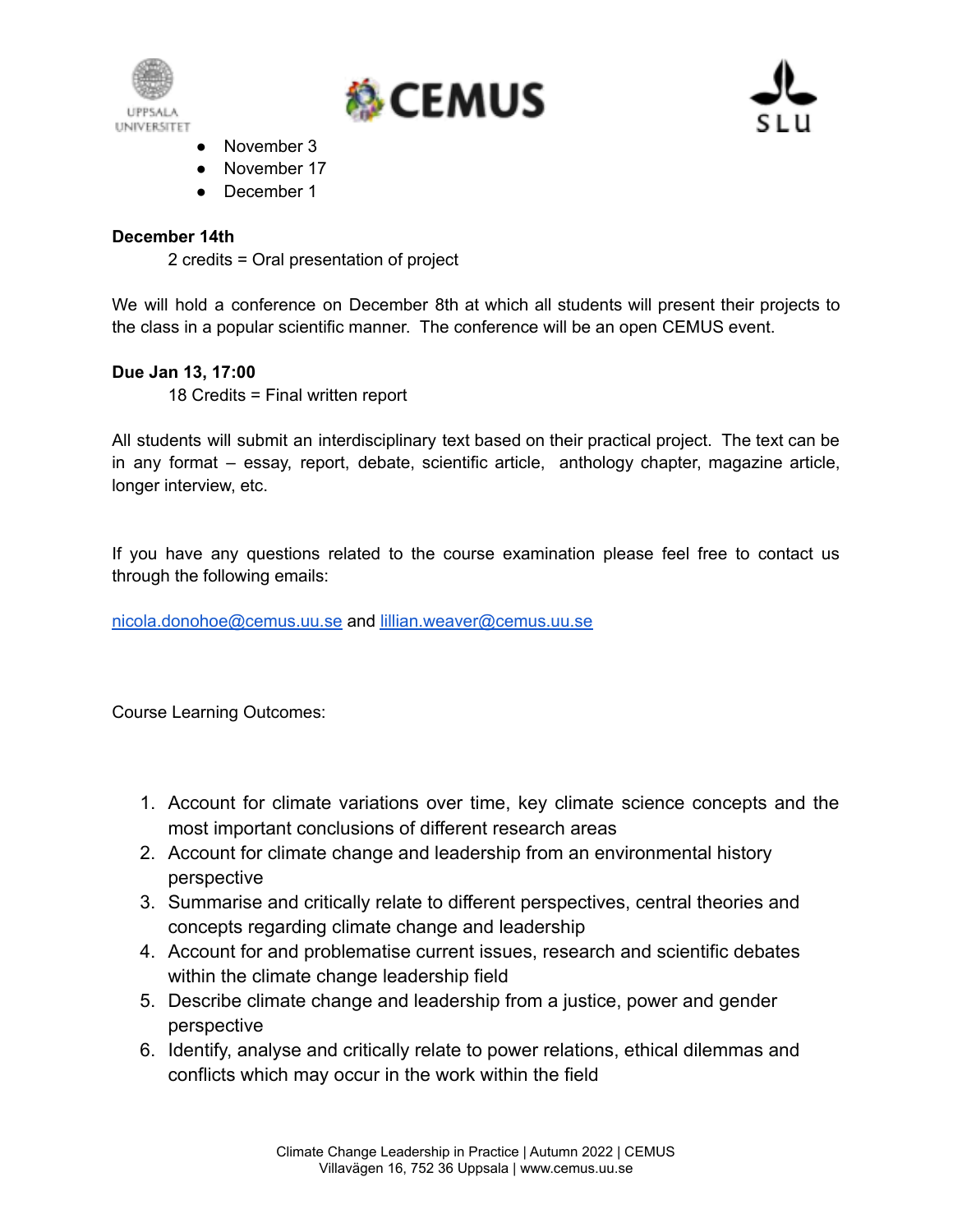- November 3
- November 17
- December 1

**December 14th**

2 credits = Oral presentation of project

We will hold a conference on December 8th at which all students will present their projects to the class in a popular scientific manner. The conference will be an open CEMUS event.

**Due Jan 13, 17:00**

18 Credits = Final written report

All students will submit an interdisciplinary text based on their practical project. The text can be in any format – essay, report, debate, scientific article, anthology chapter, magazine article, longer interview, etc.

If you have any questions related to the course examination please feel free to contact us through the following emails:

nicola.donohoe@cemus.uu.se and lillian.weaver@cemus.uu.se

Course Learning Outcomes:

1. Account for climate variations over time, key climate science concepts and the most important conclusions of different research areas
2. Account for climate change and leadership from an environmental history perspective
3. Summarise and critically relate to different perspectives, central theories and concepts regarding climate change and leadership
4. Account for and problematise current issues, research and scientific debates within the climate change leadership field
5. Describe climate change and leadership from a justice, power and gender perspective
6. Identify, analyse and critically relate to power relations, ethical dilemmas and conflicts which may occur in the work within the field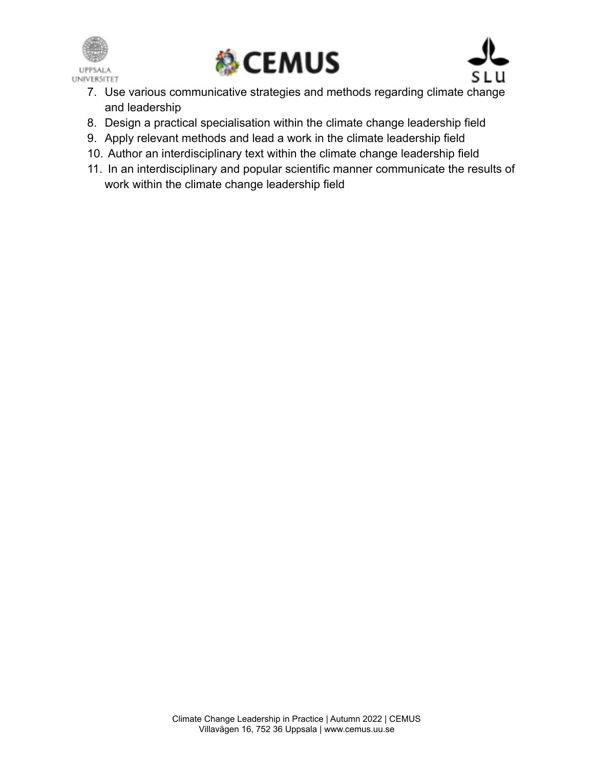7. Use various communicative strategies and methods regarding climate change and leadership
8. Design a practical specialisation within the climate change leadership field
9. Apply relevant methods and lead a work in the climate leadership field
10. Author an interdisciplinary text within the climate change leadership field
11. In an interdisciplinary and popular scientific manner communicate the results of work within the climate change leadership field